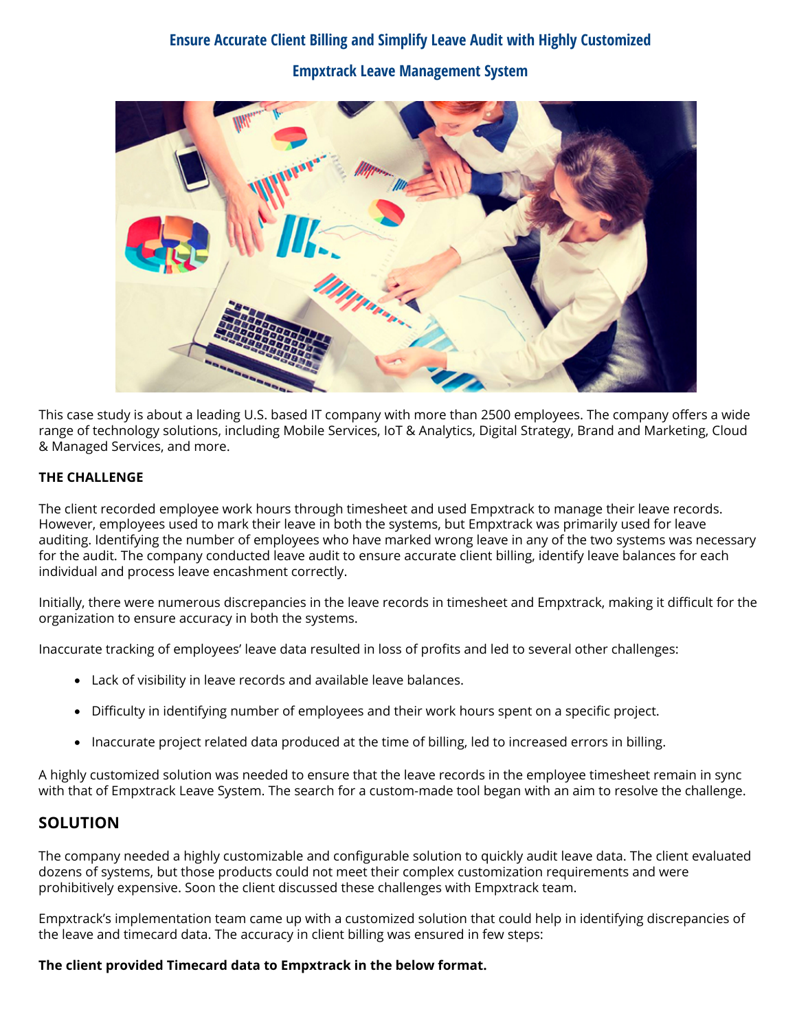# Ensure Accurate Client Billing and Simplify Leave Audit with Highly Customized Empxtrack Leave Management System

This case study is about a leading U.S. based IT company with more than 2500 employees. The company offers a wide range of technology solutions, including Mobile Services, IoT & Analytics, Digital Strategy, Brand and Marketing, Cloud & Managed Services, and more.

**THE CHALLENGE**

The client recorded employee work hours through timesheet and used Empxtrack to manage their leave records. However, employees used to mark their leave in both the systems, but Empxtrack was primarily used for leave auditing. Identifying the number of employees who have marked wrong leave in any of the two systems was necessary for the audit. The company conducted leave audit to ensure accurate client billing, identify leave balances for each individual and process leave encashment correctly.

Initially, there were numerous discrepancies in the leave records in timesheet and Empxtrack, making it difficult for the organization to ensure accuracy in both the systems.

Inaccurate tracking of employees' leave data resulted in loss of profits and led to several other challenges:

- Lack of visibility in leave records and available leave balances.
- Difficulty in identifying number of employees and their work hours spent on a specific project.
- Inaccurate project related data produced at the time of billing, led to increased errors in billing.

A highly customized solution was needed to ensure that the leave records in the employee timesheet remain in sync with that of Empxtrack Leave System. The search for a custom-made tool began with an aim to resolve the challenge.

## SOLUTION

The company needed a highly customizable and configurable solution to quickly audit leave data. The client evaluated dozens of systems, but those products could not meet their complex customization requirements and were prohibitively expensive. Soon the client discussed these challenges with Empxtrack team.

Empxtrack's implementation team came up with a customized solution that could help in identifying discrepancies of the leave and timecard data. The accuracy in client billing was ensured in few steps:

**The client provided Timecard data to Empxtrack in the below format.**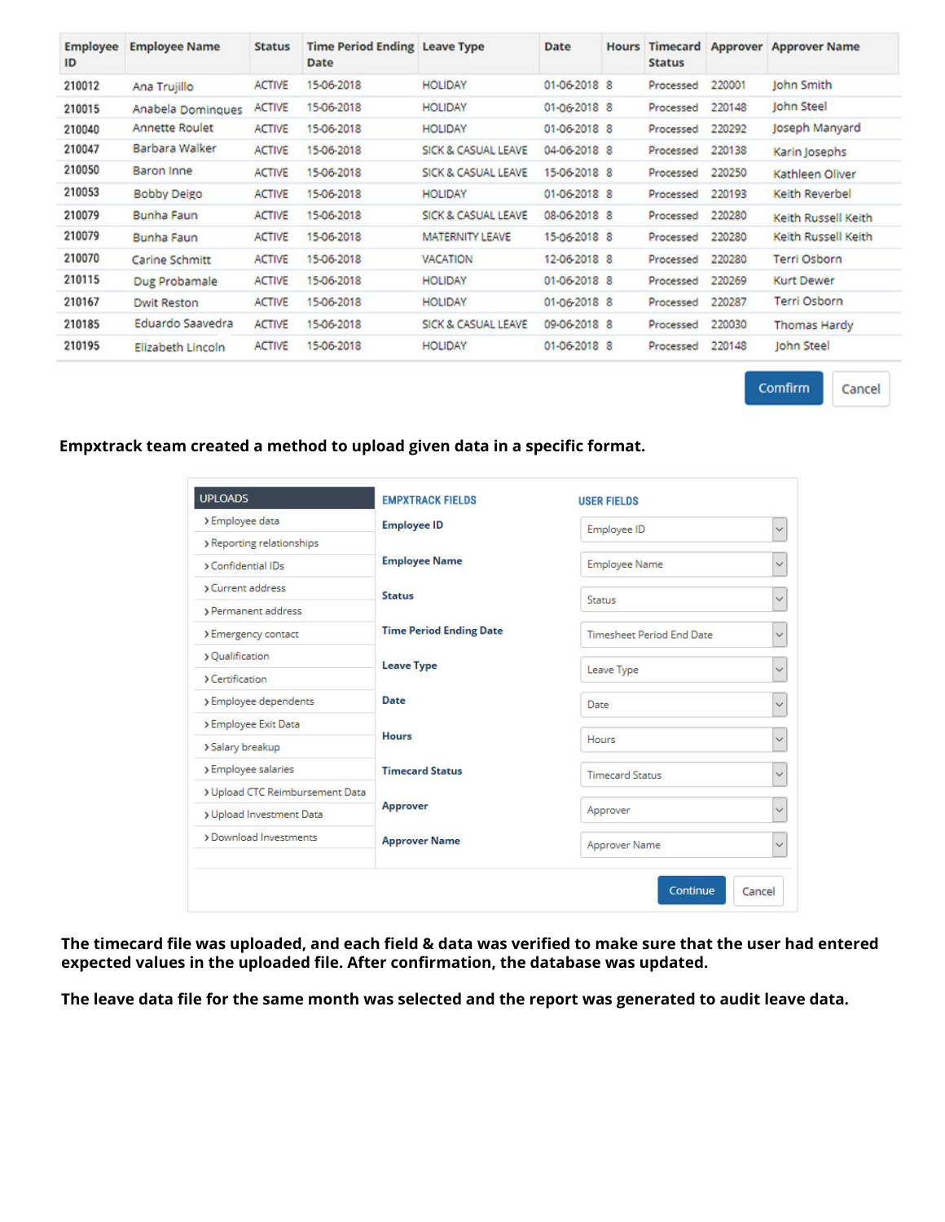| Employee ID | Employee Name | Status | Time Period Ending Date | Leave Type | Date | Hours | Timecard Status | Approver | Approver Name |
|---|---|---|---|---|---|---|---|---|---|
| 210012 | Ana Trujillo | ACTIVE | 15-06-2018 | HOLIDAY | 01-06-2018 | 8 | Processed | 220001 | John Smith |
| 210015 | Anabela Dominques | ACTIVE | 15-06-2018 | HOLIDAY | 01-06-2018 | 8 | Processed | 220148 | John Steel |
| 210040 | Annette Roulet | ACTIVE | 15-06-2018 | HOLIDAY | 01-06-2018 | 8 | Processed | 220292 | Joseph Manyard |
| 210047 | Barbara Walker | ACTIVE | 15-06-2018 | SICK & CASUAL LEAVE | 04-06-2018 | 8 | Processed | 220138 | Karin Josephs |
| 210050 | Baron Inne | ACTIVE | 15-06-2018 | SICK & CASUAL LEAVE | 15-06-2018 | 8 | Processed | 220250 | Kathleen Oliver |
| 210053 | Bobby Deigo | ACTIVE | 15-06-2018 | HOLIDAY | 01-06-2018 | 8 | Processed | 220193 | Keith Reverbel |
| 210079 | Bunha Faun | ACTIVE | 15-06-2018 | SICK & CASUAL LEAVE | 08-06-2018 | 8 | Processed | 220280 | Keith Russell Keith |
| 210079 | Bunha Faun | ACTIVE | 15-06-2018 | MATERNITY LEAVE | 15-06-2018 | 8 | Processed | 220280 | Keith Russell Keith |
| 210070 | Carine Schmitt | ACTIVE | 15-06-2018 | VACATION | 12-06-2018 | 8 | Processed | 220280 | Terri Osborn |
| 210115 | Dug Probamale | ACTIVE | 15-06-2018 | HOLIDAY | 01-06-2018 | 8 | Processed | 220269 | Kurt Dewer |
| 210167 | Dwit Reston | ACTIVE | 15-06-2018 | HOLIDAY | 01-06-2018 | 8 | Processed | 220287 | Terri Osborn |
| 210185 | Eduardo Saavedra | ACTIVE | 15-06-2018 | SICK & CASUAL LEAVE | 09-06-2018 | 8 | Processed | 220030 | Thomas Hardy |
| 210195 | Elizabeth Lincoln | ACTIVE | 15-06-2018 | HOLIDAY | 01-06-2018 | 8 | Processed | 220148 | John Steel |

Confirm | Cancel

**Empxtrack team created a method to upload given data in a specific format.**

| UPLOADS | EMPXTRACK FIELDS | USER FIELDS |
|---|---|---|
| › Employee data | Employee ID | Employee ID |
| › Reporting relationships | Employee Name | Employee Name |
| › Confidential IDs | Status | Status |
| › Current address | Time Period Ending Date | Timesheet Period End Date |
| › Permanent address | Leave Type | Leave Type |
| › Emergency contact | Date | Date |
| › Qualification | Hours | Hours |
| › Certification | Timecard Status | Timecard Status |
| › Employee dependents | Approver | Approver |
| › Employee Exit Data | Approver Name | Approver Name |
| › Salary breakup | | |
| › Employee salaries | | |
| › Upload CTC Reimbursement Data | | |
| › Upload Investment Data | | |
| › Download Investments | | |

Continue | Cancel

**The timecard file was uploaded, and each field & data was verified to make sure that the user had entered expected values in the uploaded file. After confirmation, the database was updated.**

**The leave data file for the same month was selected and the report was generated to audit leave data.**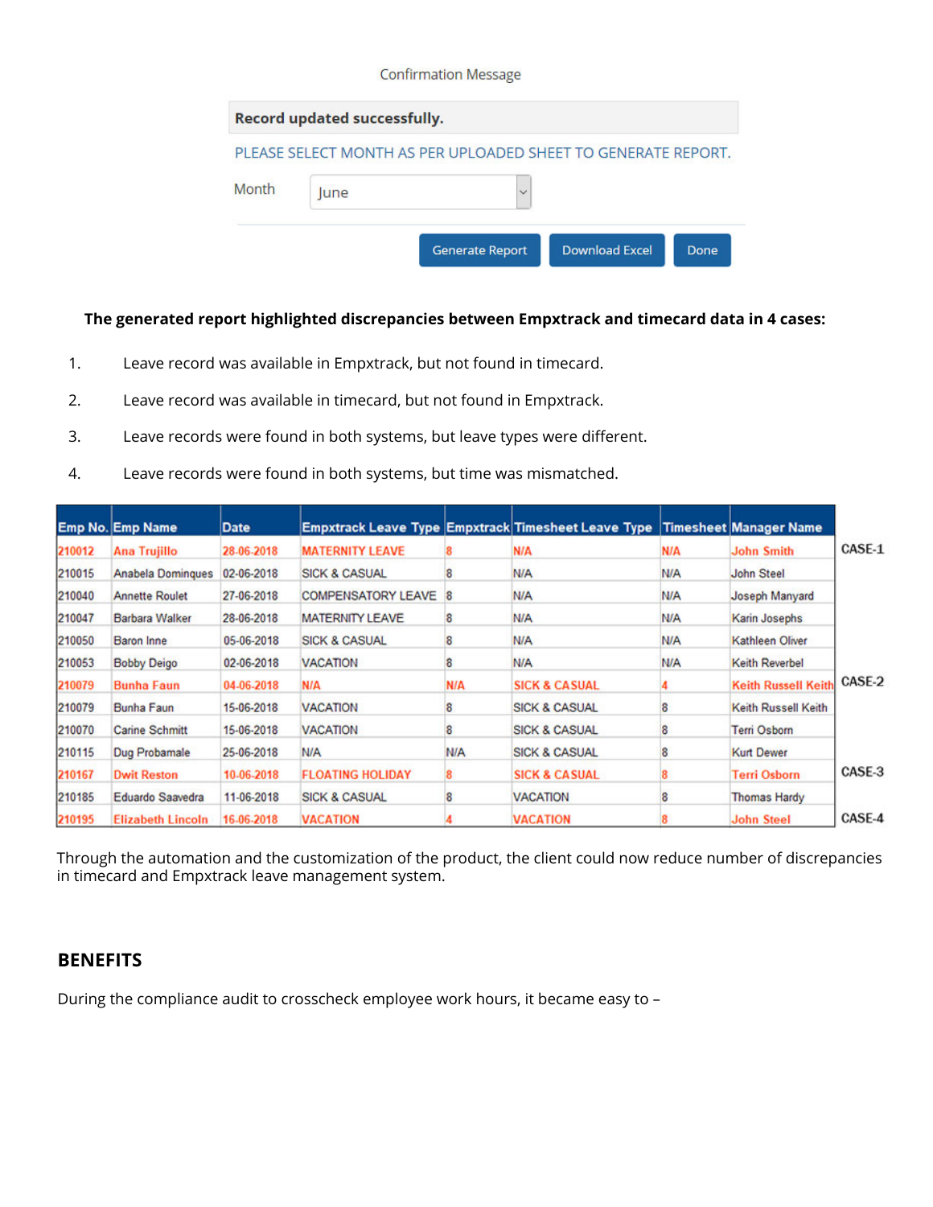Confirmation Message

**Record updated successfully.**

PLEASE SELECT MONTH AS PER UPLOADED SHEET TO GENERATE REPORT.

Month: June

Generate Report | Download Excel | Done

**The generated report highlighted discrepancies between Empxtrack and timecard data in 4 cases:**

1. Leave record was available in Empxtrack, but not found in timecard.
2. Leave record was available in timecard, but not found in Empxtrack.
3. Leave records were found in both systems, but leave types were different.
4. Leave records were found in both systems, but time was mismatched.

| Emp No. | Emp Name | Date | Empxtrack Leave Type | Empxtrack | Timesheet Leave Type | Timesheet | Manager Name | |
|---|---|---|---|---|---|---|---|---|
| 210012 | Ana Trujillo | 28-06-2018 | MATERNITY LEAVE | 8 | N/A | N/A | John Smith | CASE-1 |
| 210015 | Anabela Dominques | 02-06-2018 | SICK & CASUAL | 8 | N/A | N/A | John Steel | |
| 210040 | Annette Roulet | 27-06-2018 | COMPENSATORY LEAVE | 8 | N/A | N/A | Joseph Manyard | |
| 210047 | Barbara Walker | 28-06-2018 | MATERNITY LEAVE | 8 | N/A | N/A | Karin Josephs | |
| 210050 | Baron Inne | 05-06-2018 | SICK & CASUAL | 8 | N/A | N/A | Kathleen Oliver | |
| 210053 | Bobby Deigo | 02-06-2018 | VACATION | 8 | N/A | N/A | Keith Reverbel | |
| 210079 | Bunha Faun | 04-06-2018 | N/A | N/A | SICK & CASUAL | 4 | Keith Russell Keith | CASE-2 |
| 210079 | Bunha Faun | 15-06-2018 | VACATION | 8 | SICK & CASUAL | 8 | Keith Russell Keith | |
| 210070 | Carine Schmitt | 15-06-2018 | VACATION | 8 | SICK & CASUAL | 8 | Terri Osborn | |
| 210115 | Dug Probamale | 25-06-2018 | N/A | N/A | SICK & CASUAL | 8 | Kurt Dewer | |
| 210167 | Dwit Reston | 10-06-2018 | FLOATING HOLIDAY | 8 | SICK & CASUAL | 8 | Terri Osborn | CASE-3 |
| 210185 | Eduardo Saavedra | 11-06-2018 | SICK & CASUAL | 8 | VACATION | 8 | Thomas Hardy | |
| 210195 | Elizabeth Lincoln | 16-06-2018 | VACATION | 4 | VACATION | 8 | John Steel | CASE-4 |

Through the automation and the customization of the product, the client could now reduce number of discrepancies in timecard and Empxtrack leave management system.

## BENEFITS

During the compliance audit to crosscheck employee work hours, it became easy to –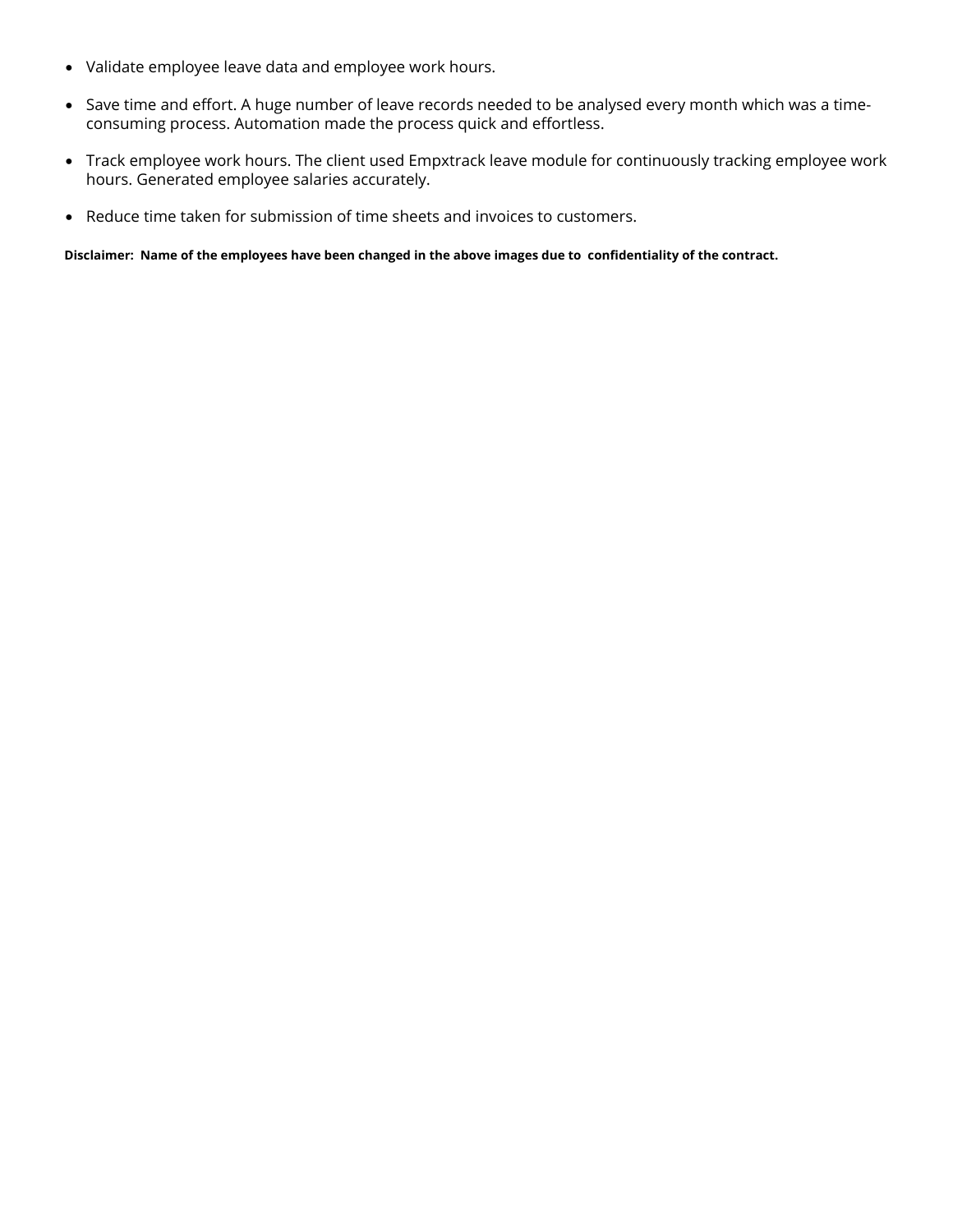- Validate employee leave data and employee work hours.
- Save time and effort. A huge number of leave records needed to be analysed every month which was a time-consuming process. Automation made the process quick and effortless.
- Track employee work hours. The client used Empxtrack leave module for continuously tracking employee work hours. Generated employee salaries accurately.
- Reduce time taken for submission of time sheets and invoices to customers.

**Disclaimer: Name of the employees have been changed in the above images due to confidentiality of the contract.**